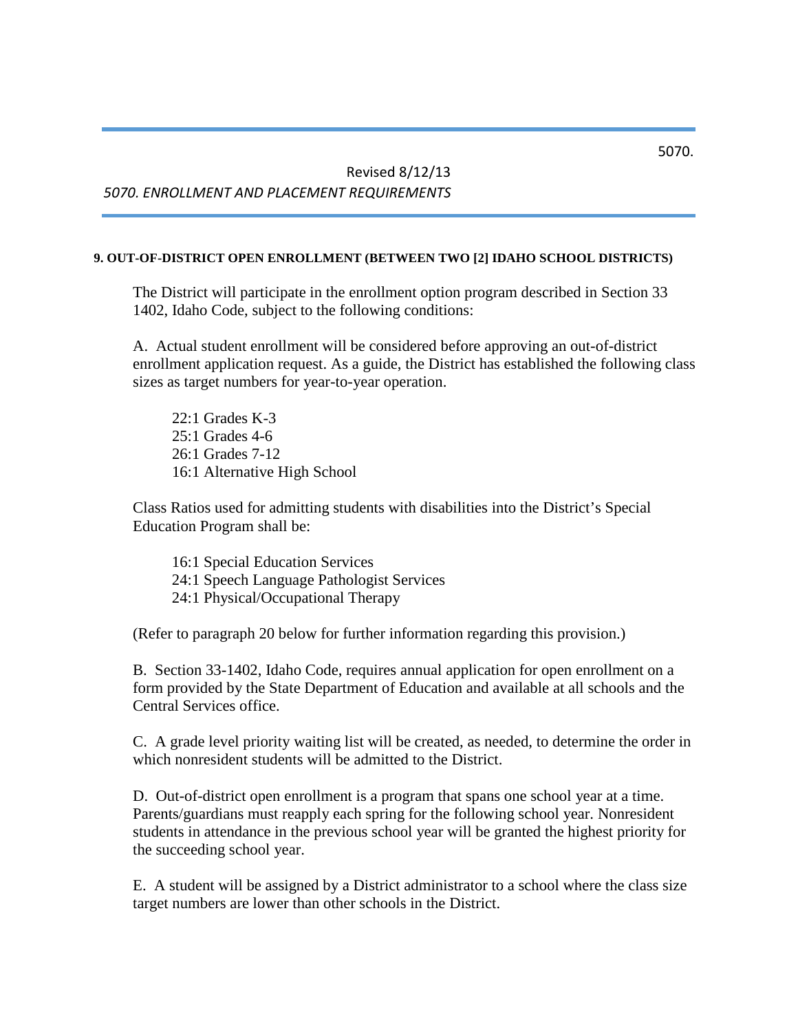Revised 8/12/13

*5070. ENROLLMENT AND PLACEMENT REQUIREMENTS*

**9. OUT-OF-DISTRICT OPEN ENROLLMENT (BETWEEN TWO [2] IDAHO SCHOOL DISTRICTS)**

The District will participate in the enrollment option program described in Section 33 1402, Idaho Code, subject to the following conditions:

A. Actual student enrollment will be considered before approving an out-of-district enrollment application request. As a guide, the District has established the following class sizes as target numbers for year-to-year operation.

22:1 Grades K-3  
25:1 Grades 4-6  
26:1 Grades 7-12  
16:1 Alternative High School

Class Ratios used for admitting students with disabilities into the District's Special Education Program shall be:

16:1 Special Education Services  
24:1 Speech Language Pathologist Services  
24:1 Physical/Occupational Therapy

(Refer to paragraph 20 below for further information regarding this provision.)

B. Section 33-1402, Idaho Code, requires annual application for open enrollment on a form provided by the State Department of Education and available at all schools and the Central Services office.

C. A grade level priority waiting list will be created, as needed, to determine the order in which nonresident students will be admitted to the District.

D. Out-of-district open enrollment is a program that spans one school year at a time. Parents/guardians must reapply each spring for the following school year. Nonresident students in attendance in the previous school year will be granted the highest priority for the succeeding school year.

E. A student will be assigned by a District administrator to a school where the class size target numbers are lower than other schools in the District.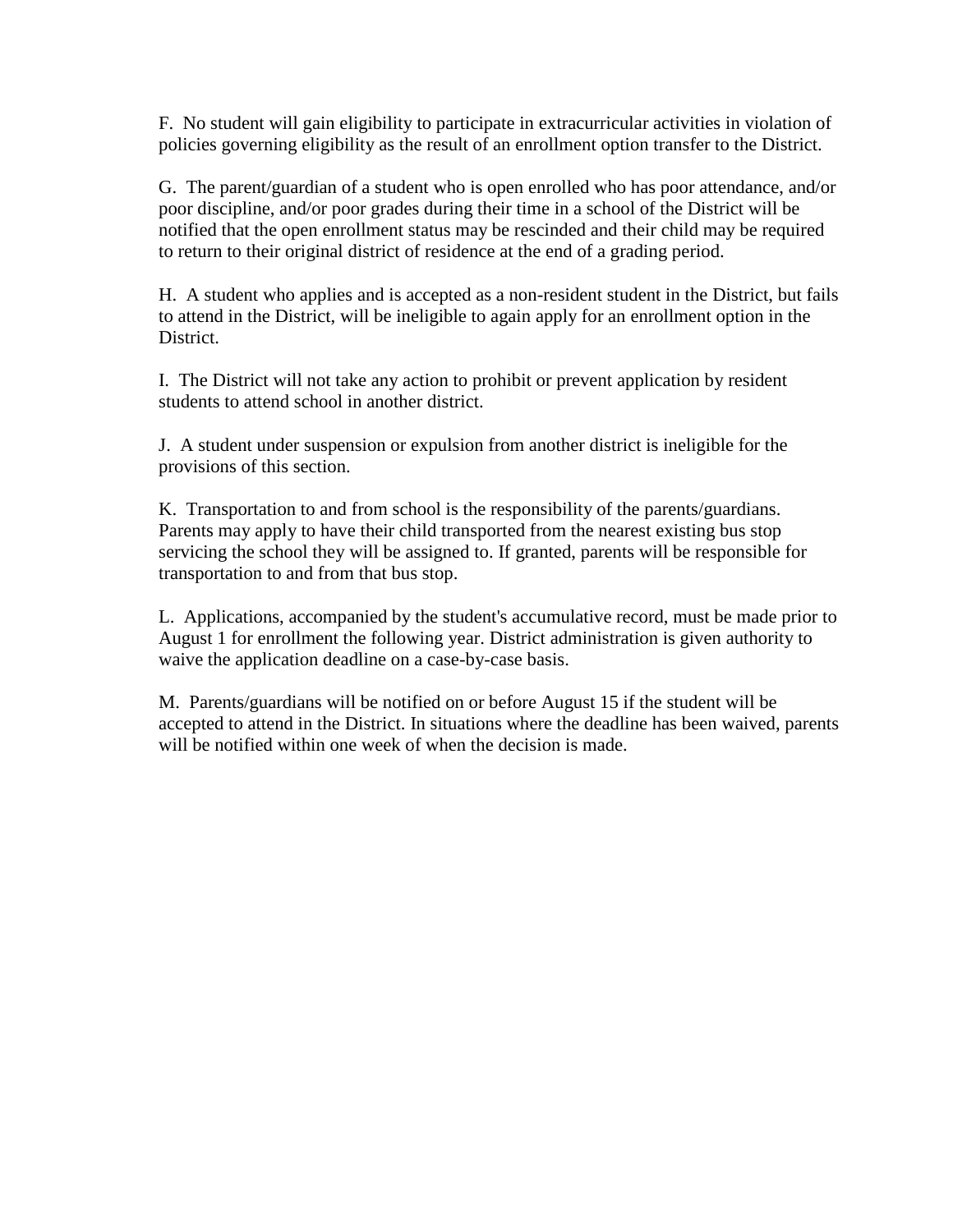F. No student will gain eligibility to participate in extracurricular activities in violation of policies governing eligibility as the result of an enrollment option transfer to the District.

G. The parent/guardian of a student who is open enrolled who has poor attendance, and/or poor discipline, and/or poor grades during their time in a school of the District will be notified that the open enrollment status may be rescinded and their child may be required to return to their original district of residence at the end of a grading period.

H. A student who applies and is accepted as a non-resident student in the District, but fails to attend in the District, will be ineligible to again apply for an enrollment option in the District.

I. The District will not take any action to prohibit or prevent application by resident students to attend school in another district.

J. A student under suspension or expulsion from another district is ineligible for the provisions of this section.

K. Transportation to and from school is the responsibility of the parents/guardians. Parents may apply to have their child transported from the nearest existing bus stop servicing the school they will be assigned to. If granted, parents will be responsible for transportation to and from that bus stop.

L. Applications, accompanied by the student's accumulative record, must be made prior to August 1 for enrollment the following year. District administration is given authority to waive the application deadline on a case-by-case basis.

M. Parents/guardians will be notified on or before August 15 if the student will be accepted to attend in the District. In situations where the deadline has been waived, parents will be notified within one week of when the decision is made.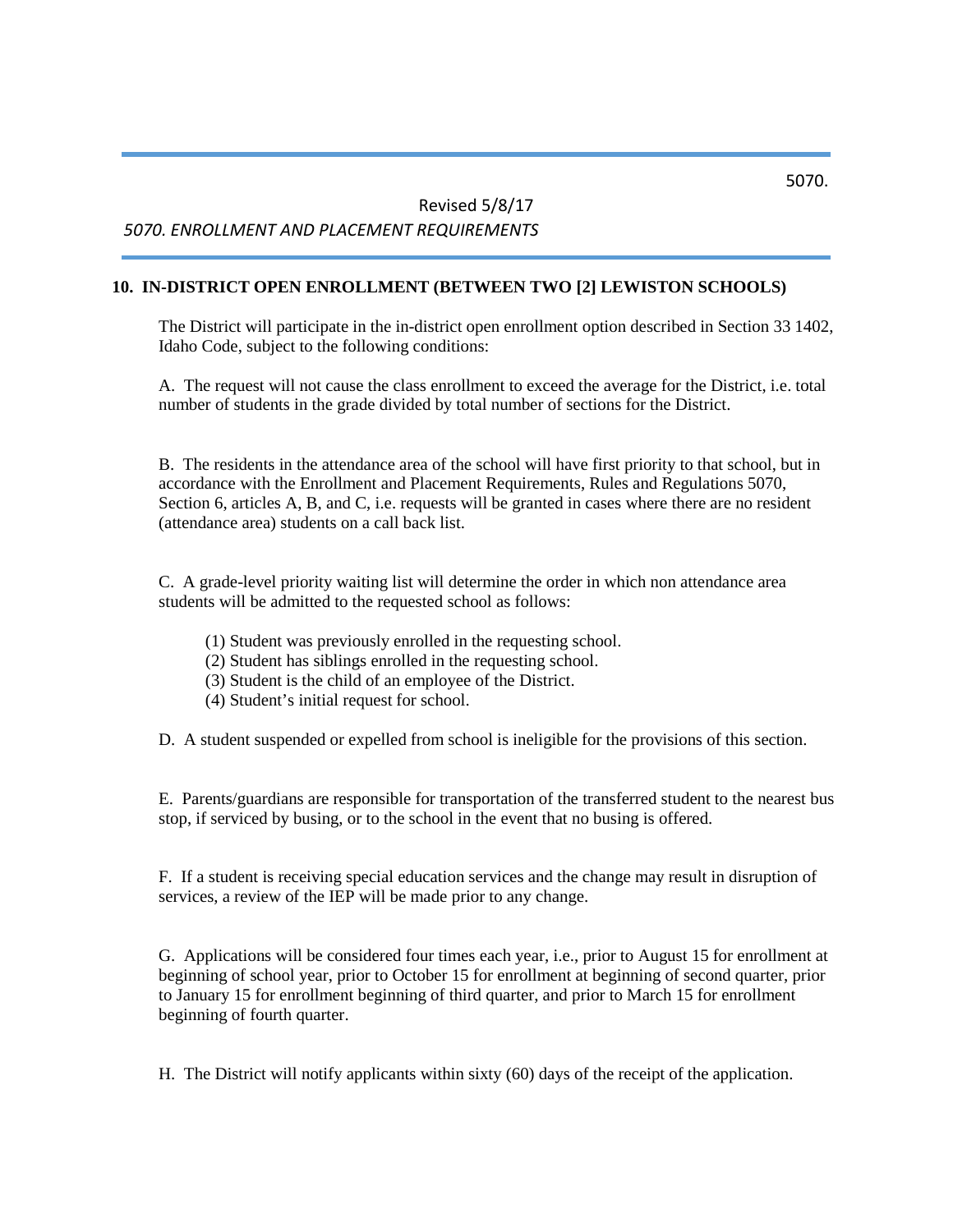## 10. IN-DISTRICT OPEN ENROLLMENT (BETWEEN TWO [2] LEWISTON SCHOOLS)

The District will participate in the in-district open enrollment option described in Section 33 1402, Idaho Code, subject to the following conditions:

A. The request will not cause the class enrollment to exceed the average for the District, i.e. total number of students in the grade divided by total number of sections for the District.

B. The residents in the attendance area of the school will have first priority to that school, but in accordance with the Enrollment and Placement Requirements, Rules and Regulations 5070, Section 6, articles A, B, and C, i.e. requests will be granted in cases where there are no resident (attendance area) students on a call back list.

C. A grade-level priority waiting list will determine the order in which non attendance area students will be admitted to the requested school as follows:

(1) Student was previously enrolled in the requesting school.
(2) Student has siblings enrolled in the requesting school.
(3) Student is the child of an employee of the District.
(4) Student's initial request for school.

D. A student suspended or expelled from school is ineligible for the provisions of this section.

E. Parents/guardians are responsible for transportation of the transferred student to the nearest bus stop, if serviced by busing, or to the school in the event that no busing is offered.

F. If a student is receiving special education services and the change may result in disruption of services, a review of the IEP will be made prior to any change.

G. Applications will be considered four times each year, i.e., prior to August 15 for enrollment at beginning of school year, prior to October 15 for enrollment at beginning of second quarter, prior to January 15 for enrollment beginning of third quarter, and prior to March 15 for enrollment beginning of fourth quarter.

H. The District will notify applicants within sixty (60) days of the receipt of the application.